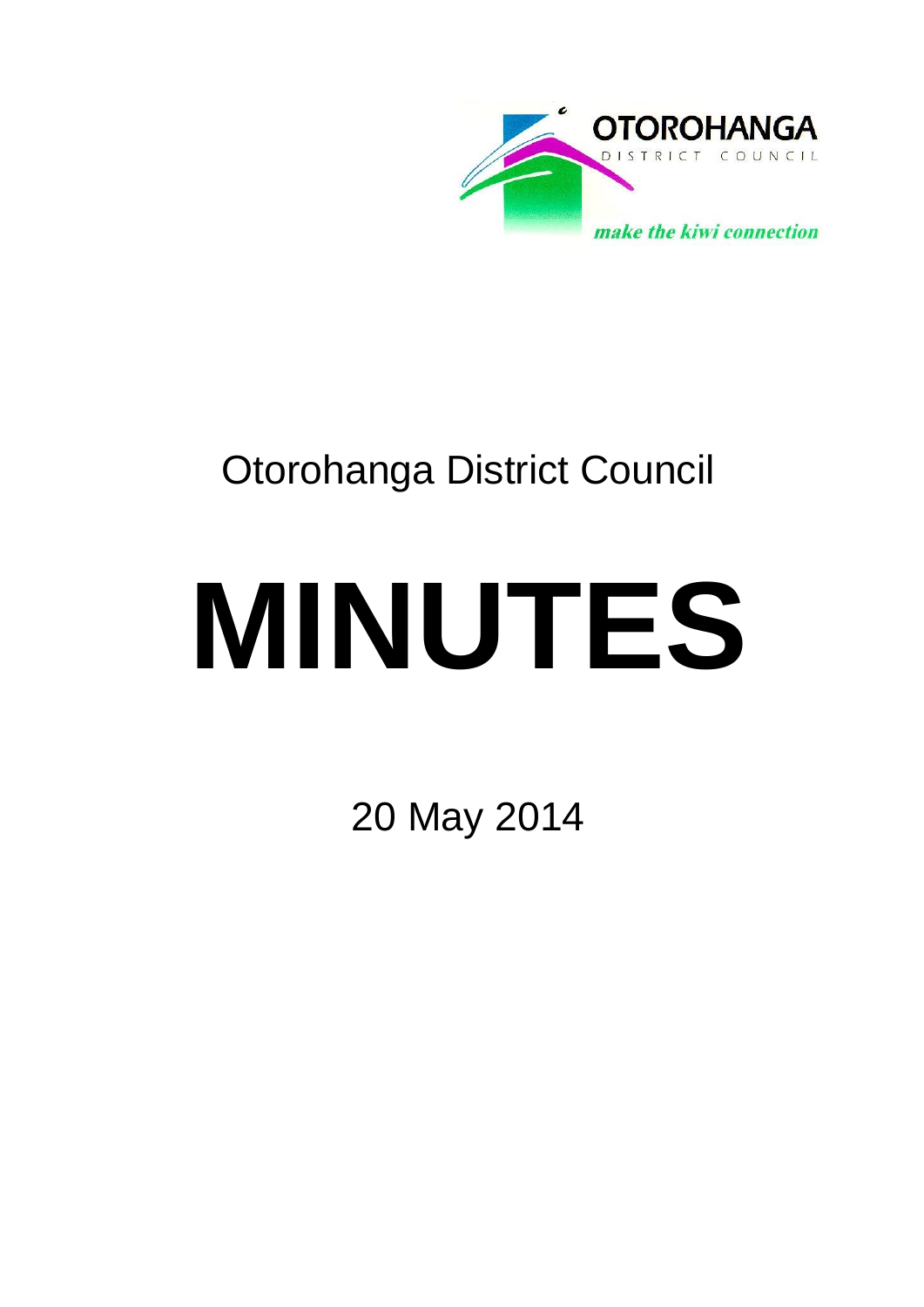OTOROHANGA

DISTRICT COUNCIL

*make the kiwi connection*

# Otorohanga District Council

# MINUTES

20 May 2014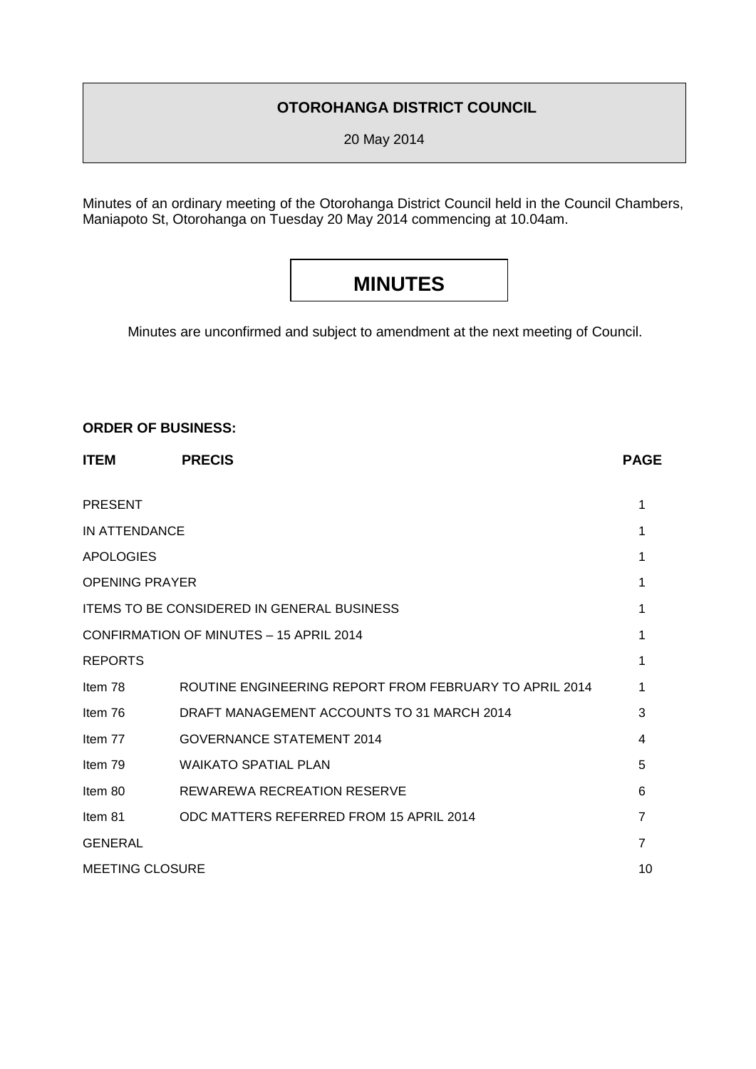**OTOROHANGA DISTRICT COUNCIL**

20 May 2014

Minutes of an ordinary meeting of the Otorohanga District Council held in the Council Chambers, Maniapoto St, Otorohanga on Tuesday 20 May 2014 commencing at 10.04am.

# MINUTES

Minutes are unconfirmed and subject to amendment at the next meeting of Council.

**ORDER OF BUSINESS:**

| ITEM | PRECIS | PAGE |
|---|---|---|
| PRESENT | | 1 |
| IN ATTENDANCE | | 1 |
| APOLOGIES | | 1 |
| OPENING PRAYER | | 1 |
| ITEMS TO BE CONSIDERED IN GENERAL BUSINESS | | 1 |
| CONFIRMATION OF MINUTES – 15 APRIL 2014 | | 1 |
| REPORTS | | 1 |
| Item 78 | ROUTINE ENGINEERING REPORT FROM FEBRUARY TO APRIL 2014 | 1 |
| Item 76 | DRAFT MANAGEMENT ACCOUNTS TO 31 MARCH 2014 | 3 |
| Item 77 | GOVERNANCE STATEMENT 2014 | 4 |
| Item 79 | WAIKATO SPATIAL PLAN | 5 |
| Item 80 | REWAREWA RECREATION RESERVE | 6 |
| Item 81 | ODC MATTERS REFERRED FROM 15 APRIL 2014 | 7 |
| GENERAL | | 7 |
| MEETING CLOSURE | | 10 |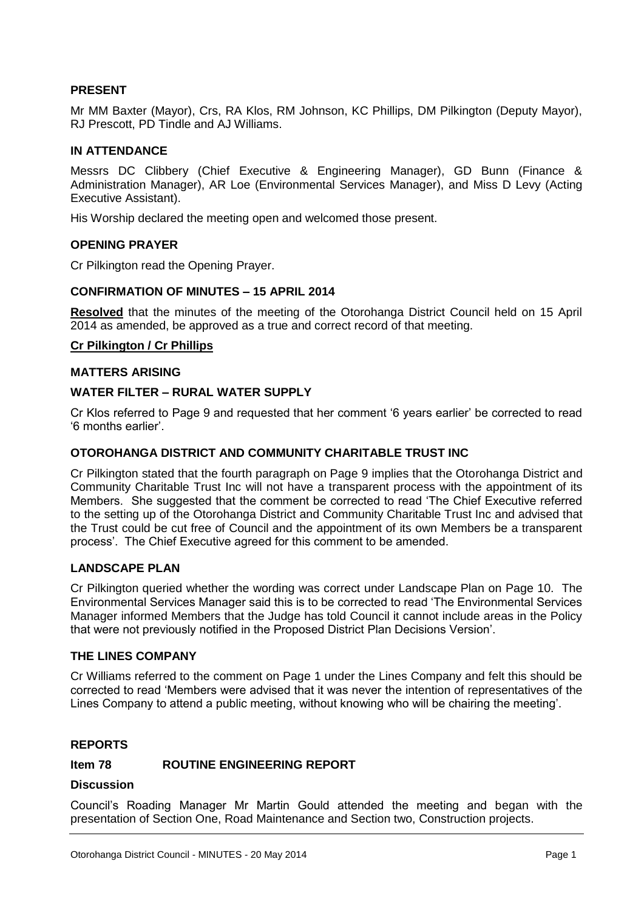## PRESENT

Mr MM Baxter (Mayor), Crs, RA Klos, RM Johnson, KC Phillips, DM Pilkington (Deputy Mayor), RJ Prescott, PD Tindle and AJ Williams.

## IN ATTENDANCE

Messrs DC Clibbery (Chief Executive & Engineering Manager), GD Bunn (Finance & Administration Manager), AR Loe (Environmental Services Manager), and Miss D Levy (Acting Executive Assistant).

His Worship declared the meeting open and welcomed those present.

## OPENING PRAYER

Cr Pilkington read the Opening Prayer.

## CONFIRMATION OF MINUTES – 15 APRIL 2014

**Resolved** that the minutes of the meeting of the Otorohanga District Council held on 15 April 2014 as amended, be approved as a true and correct record of that meeting.

**Cr Pilkington / Cr Phillips**

## MATTERS ARISING

## WATER FILTER – RURAL WATER SUPPLY

Cr Klos referred to Page 9 and requested that her comment '6 years earlier' be corrected to read '6 months earlier'.

## OTOROHANGA DISTRICT AND COMMUNITY CHARITABLE TRUST INC

Cr Pilkington stated that the fourth paragraph on Page 9 implies that the Otorohanga District and Community Charitable Trust Inc will not have a transparent process with the appointment of its Members. She suggested that the comment be corrected to read 'The Chief Executive referred to the setting up of the Otorohanga District and Community Charitable Trust Inc and advised that the Trust could be cut free of Council and the appointment of its own Members be a transparent process'. The Chief Executive agreed for this comment to be amended.

## LANDSCAPE PLAN

Cr Pilkington queried whether the wording was correct under Landscape Plan on Page 10. The Environmental Services Manager said this is to be corrected to read 'The Environmental Services Manager informed Members that the Judge has told Council it cannot include areas in the Policy that were not previously notified in the Proposed District Plan Decisions Version'.

## THE LINES COMPANY

Cr Williams referred to the comment on Page 1 under the Lines Company and felt this should be corrected to read 'Members were advised that it was never the intention of representatives of the Lines Company to attend a public meeting, without knowing who will be chairing the meeting'.

## REPORTS

## Item 78 ROUTINE ENGINEERING REPORT

### Discussion

Council's Roading Manager Mr Martin Gould attended the meeting and began with the presentation of Section One, Road Maintenance and Section two, Construction projects.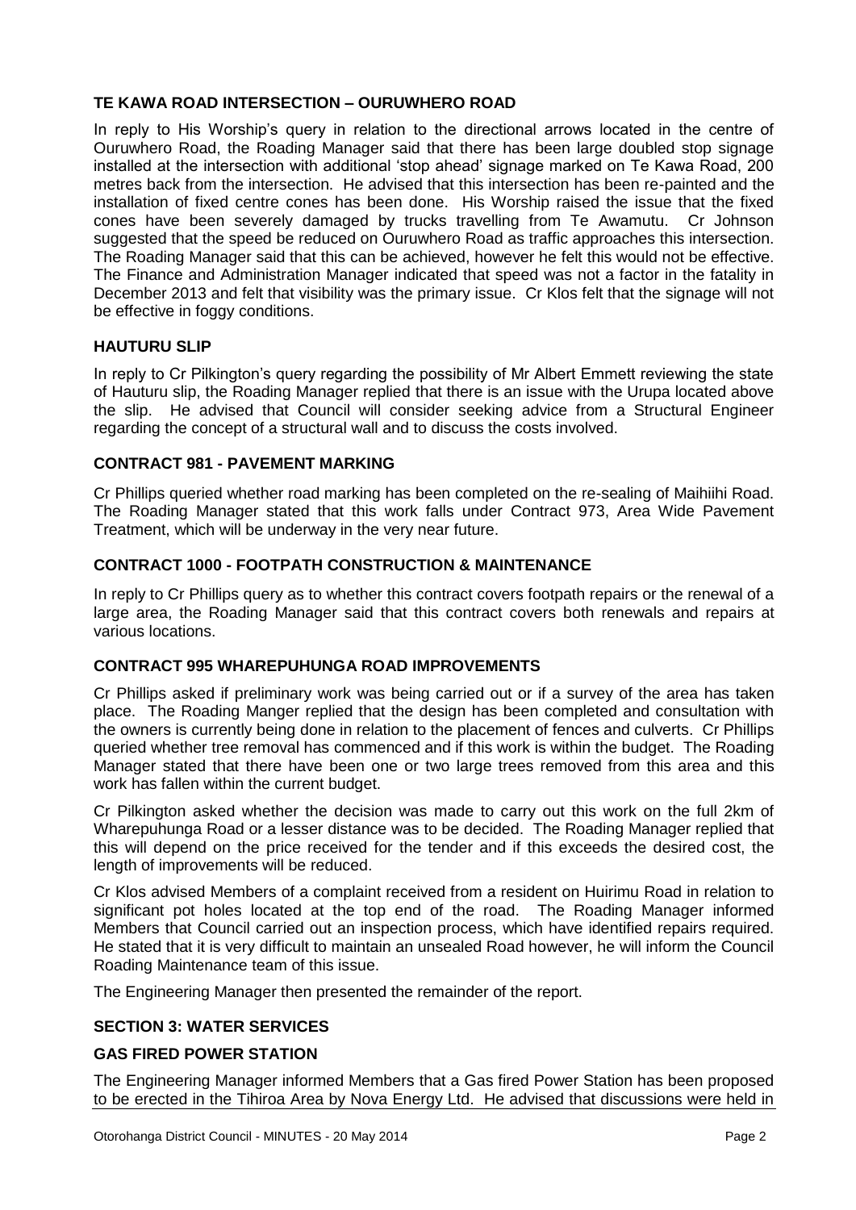### TE KAWA ROAD INTERSECTION – OURUWHERO ROAD

In reply to His Worship's query in relation to the directional arrows located in the centre of Ouruwhero Road, the Roading Manager said that there has been large doubled stop signage installed at the intersection with additional 'stop ahead' signage marked on Te Kawa Road, 200 metres back from the intersection. He advised that this intersection has been re-painted and the installation of fixed centre cones has been done. His Worship raised the issue that the fixed cones have been severely damaged by trucks travelling from Te Awamutu. Cr Johnson suggested that the speed be reduced on Ouruwhero Road as traffic approaches this intersection. The Roading Manager said that this can be achieved, however he felt this would not be effective. The Finance and Administration Manager indicated that speed was not a factor in the fatality in December 2013 and felt that visibility was the primary issue. Cr Klos felt that the signage will not be effective in foggy conditions.

### HAUTURU SLIP

In reply to Cr Pilkington's query regarding the possibility of Mr Albert Emmett reviewing the state of Hauturu slip, the Roading Manager replied that there is an issue with the Urupa located above the slip. He advised that Council will consider seeking advice from a Structural Engineer regarding the concept of a structural wall and to discuss the costs involved.

### CONTRACT 981 - PAVEMENT MARKING

Cr Phillips queried whether road marking has been completed on the re-sealing of Maihiihi Road. The Roading Manager stated that this work falls under Contract 973, Area Wide Pavement Treatment, which will be underway in the very near future.

### CONTRACT 1000 - FOOTPATH CONSTRUCTION & MAINTENANCE

In reply to Cr Phillips query as to whether this contract covers footpath repairs or the renewal of a large area, the Roading Manager said that this contract covers both renewals and repairs at various locations.

### CONTRACT 995 WHAREPUHUNGA ROAD IMPROVEMENTS

Cr Phillips asked if preliminary work was being carried out or if a survey of the area has taken place. The Roading Manger replied that the design has been completed and consultation with the owners is currently being done in relation to the placement of fences and culverts. Cr Phillips queried whether tree removal has commenced and if this work is within the budget. The Roading Manager stated that there have been one or two large trees removed from this area and this work has fallen within the current budget.

Cr Pilkington asked whether the decision was made to carry out this work on the full 2km of Wharepuhunga Road or a lesser distance was to be decided. The Roading Manager replied that this will depend on the price received for the tender and if this exceeds the desired cost, the length of improvements will be reduced.

Cr Klos advised Members of a complaint received from a resident on Huirimu Road in relation to significant pot holes located at the top end of the road. The Roading Manager informed Members that Council carried out an inspection process, which have identified repairs required. He stated that it is very difficult to maintain an unsealed Road however, he will inform the Council Roading Maintenance team of this issue.

The Engineering Manager then presented the remainder of the report.

### SECTION 3: WATER SERVICES

### GAS FIRED POWER STATION

The Engineering Manager informed Members that a Gas fired Power Station has been proposed to be erected in the Tihiroa Area by Nova Energy Ltd. He advised that discussions were held in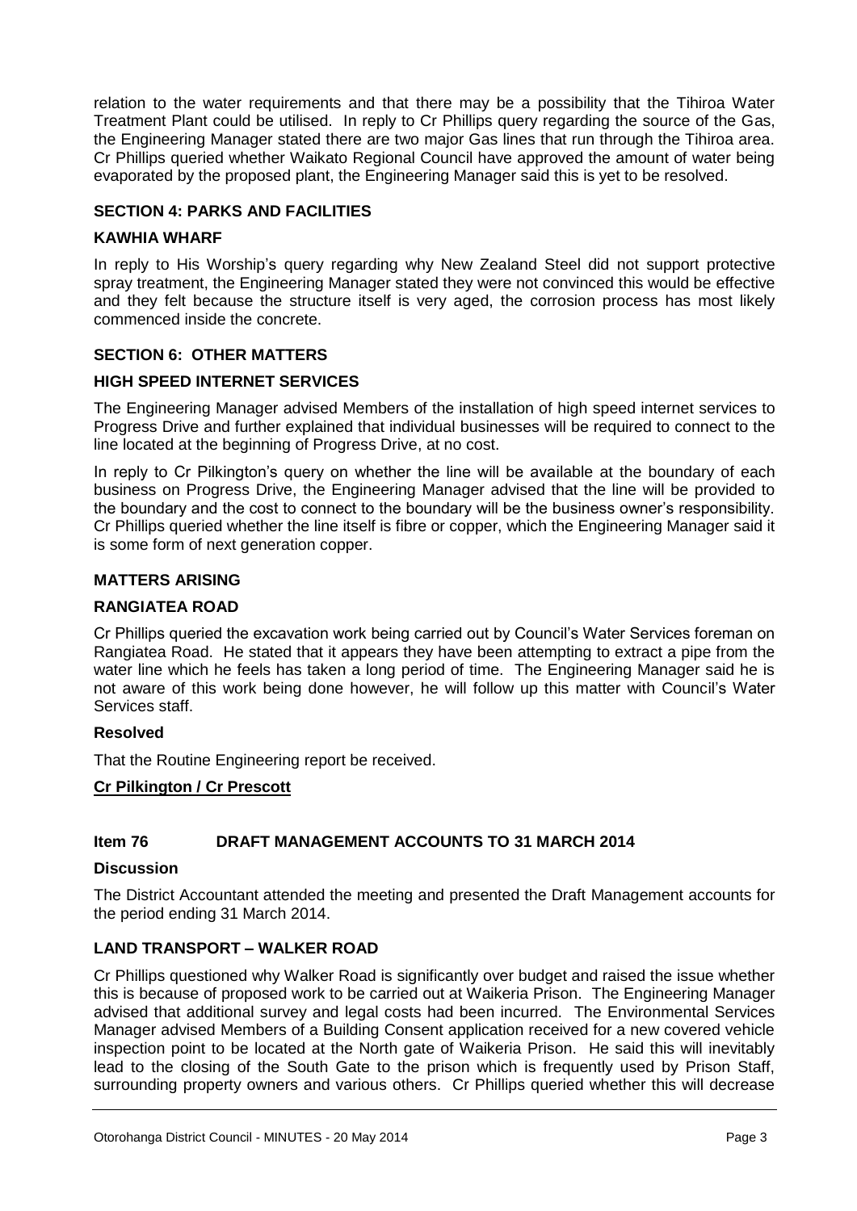relation to the water requirements and that there may be a possibility that the Tihiroa Water Treatment Plant could be utilised. In reply to Cr Phillips query regarding the source of the Gas, the Engineering Manager stated there are two major Gas lines that run through the Tihiroa area. Cr Phillips queried whether Waikato Regional Council have approved the amount of water being evaporated by the proposed plant, the Engineering Manager said this is yet to be resolved.

**SECTION 4: PARKS AND FACILITIES**

**KAWHIA WHARF**

In reply to His Worship's query regarding why New Zealand Steel did not support protective spray treatment, the Engineering Manager stated they were not convinced this would be effective and they felt because the structure itself is very aged, the corrosion process has most likely commenced inside the concrete.

**SECTION 6: OTHER MATTERS**

**HIGH SPEED INTERNET SERVICES**

The Engineering Manager advised Members of the installation of high speed internet services to Progress Drive and further explained that individual businesses will be required to connect to the line located at the beginning of Progress Drive, at no cost.

In reply to Cr Pilkington's query on whether the line will be available at the boundary of each business on Progress Drive, the Engineering Manager advised that the line will be provided to the boundary and the cost to connect to the boundary will be the business owner's responsibility. Cr Phillips queried whether the line itself is fibre or copper, which the Engineering Manager said it is some form of next generation copper.

**MATTERS ARISING**

**RANGIATEA ROAD**

Cr Phillips queried the excavation work being carried out by Council's Water Services foreman on Rangiatea Road. He stated that it appears they have been attempting to extract a pipe from the water line which he feels has taken a long period of time. The Engineering Manager said he is not aware of this work being done however, he will follow up this matter with Council's Water Services staff.

**Resolved**

That the Routine Engineering report be received.

**Cr Pilkington / Cr Prescott**

**Item 76 DRAFT MANAGEMENT ACCOUNTS TO 31 MARCH 2014**

**Discussion**

The District Accountant attended the meeting and presented the Draft Management accounts for the period ending 31 March 2014.

**LAND TRANSPORT – WALKER ROAD**

Cr Phillips questioned why Walker Road is significantly over budget and raised the issue whether this is because of proposed work to be carried out at Waikeria Prison. The Engineering Manager advised that additional survey and legal costs had been incurred. The Environmental Services Manager advised Members of a Building Consent application received for a new covered vehicle inspection point to be located at the North gate of Waikeria Prison. He said this will inevitably lead to the closing of the South Gate to the prison which is frequently used by Prison Staff, surrounding property owners and various others. Cr Phillips queried whether this will decrease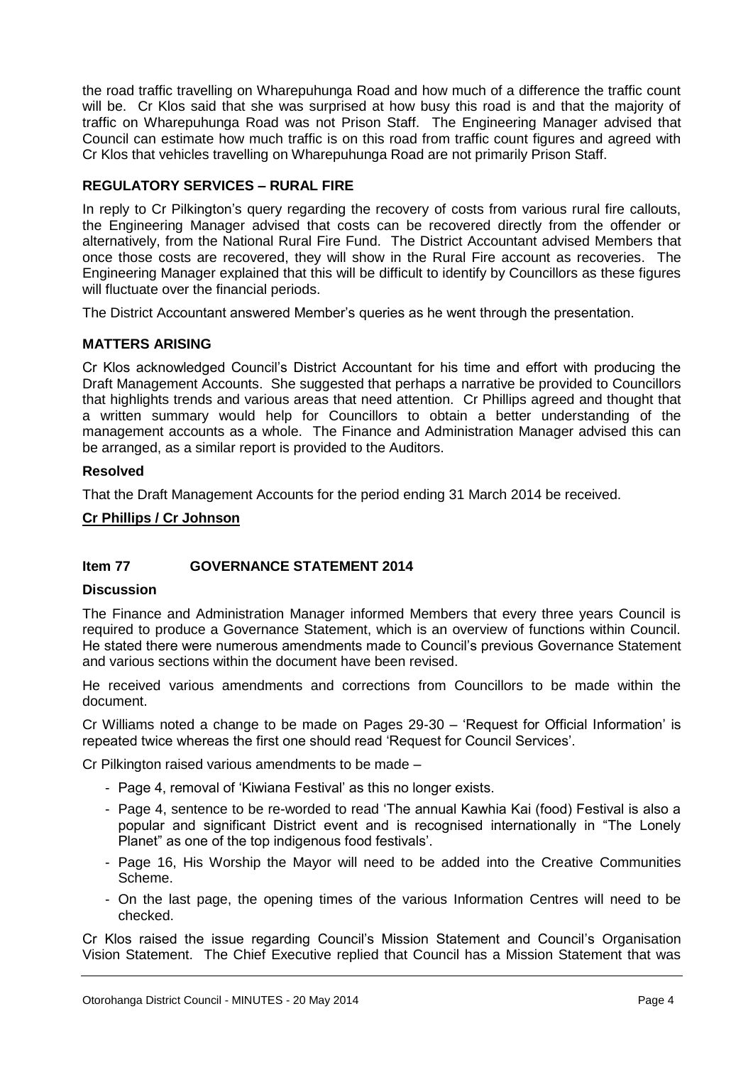the road traffic travelling on Wharepuhunga Road and how much of a difference the traffic count will be. Cr Klos said that she was surprised at how busy this road is and that the majority of traffic on Wharepuhunga Road was not Prison Staff. The Engineering Manager advised that Council can estimate how much traffic is on this road from traffic count figures and agreed with Cr Klos that vehicles travelling on Wharepuhunga Road are not primarily Prison Staff.

**REGULATORY SERVICES – RURAL FIRE**

In reply to Cr Pilkington's query regarding the recovery of costs from various rural fire callouts, the Engineering Manager advised that costs can be recovered directly from the offender or alternatively, from the National Rural Fire Fund. The District Accountant advised Members that once those costs are recovered, they will show in the Rural Fire account as recoveries. The Engineering Manager explained that this will be difficult to identify by Councillors as these figures will fluctuate over the financial periods.

The District Accountant answered Member's queries as he went through the presentation.

**MATTERS ARISING**

Cr Klos acknowledged Council's District Accountant for his time and effort with producing the Draft Management Accounts. She suggested that perhaps a narrative be provided to Councillors that highlights trends and various areas that need attention. Cr Phillips agreed and thought that a written summary would help for Councillors to obtain a better understanding of the management accounts as a whole. The Finance and Administration Manager advised this can be arranged, as a similar report is provided to the Auditors.

**Resolved**

That the Draft Management Accounts for the period ending 31 March 2014 be received.

**Cr Phillips / Cr Johnson**

**Item 77 GOVERNANCE STATEMENT 2014**

**Discussion**

The Finance and Administration Manager informed Members that every three years Council is required to produce a Governance Statement, which is an overview of functions within Council. He stated there were numerous amendments made to Council's previous Governance Statement and various sections within the document have been revised.

He received various amendments and corrections from Councillors to be made within the document.

Cr Williams noted a change to be made on Pages 29-30 – 'Request for Official Information' is repeated twice whereas the first one should read 'Request for Council Services'.

Cr Pilkington raised various amendments to be made –

- Page 4, removal of 'Kiwiana Festival' as this no longer exists.
- Page 4, sentence to be re-worded to read 'The annual Kawhia Kai (food) Festival is also a popular and significant District event and is recognised internationally in "The Lonely Planet" as one of the top indigenous food festivals'.
- Page 16, His Worship the Mayor will need to be added into the Creative Communities Scheme.
- On the last page, the opening times of the various Information Centres will need to be checked.

Cr Klos raised the issue regarding Council's Mission Statement and Council's Organisation Vision Statement. The Chief Executive replied that Council has a Mission Statement that was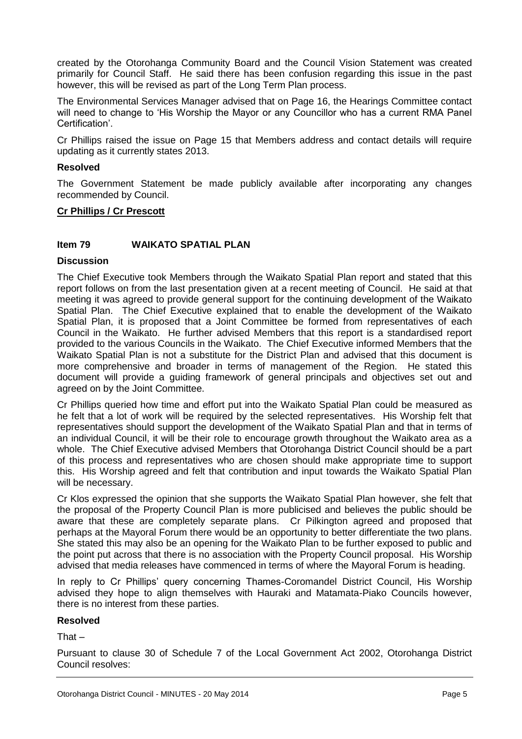created by the Otorohanga Community Board and the Council Vision Statement was created primarily for Council Staff. He said there has been confusion regarding this issue in the past however, this will be revised as part of the Long Term Plan process.

The Environmental Services Manager advised that on Page 16, the Hearings Committee contact will need to change to 'His Worship the Mayor or any Councillor who has a current RMA Panel Certification'.

Cr Phillips raised the issue on Page 15 that Members address and contact details will require updating as it currently states 2013.

**Resolved**

The Government Statement be made publicly available after incorporating any changes recommended by Council.

**Cr Phillips / Cr Prescott**

### Item 79 WAIKATO SPATIAL PLAN

**Discussion**

The Chief Executive took Members through the Waikato Spatial Plan report and stated that this report follows on from the last presentation given at a recent meeting of Council. He said at that meeting it was agreed to provide general support for the continuing development of the Waikato Spatial Plan. The Chief Executive explained that to enable the development of the Waikato Spatial Plan, it is proposed that a Joint Committee be formed from representatives of each Council in the Waikato. He further advised Members that this report is a standardised report provided to the various Councils in the Waikato. The Chief Executive informed Members that the Waikato Spatial Plan is not a substitute for the District Plan and advised that this document is more comprehensive and broader in terms of management of the Region. He stated this document will provide a guiding framework of general principals and objectives set out and agreed on by the Joint Committee.

Cr Phillips queried how time and effort put into the Waikato Spatial Plan could be measured as he felt that a lot of work will be required by the selected representatives. His Worship felt that representatives should support the development of the Waikato Spatial Plan and that in terms of an individual Council, it will be their role to encourage growth throughout the Waikato area as a whole. The Chief Executive advised Members that Otorohanga District Council should be a part of this process and representatives who are chosen should make appropriate time to support this. His Worship agreed and felt that contribution and input towards the Waikato Spatial Plan will be necessary.

Cr Klos expressed the opinion that she supports the Waikato Spatial Plan however, she felt that the proposal of the Property Council Plan is more publicised and believes the public should be aware that these are completely separate plans. Cr Pilkington agreed and proposed that perhaps at the Mayoral Forum there would be an opportunity to better differentiate the two plans. She stated this may also be an opening for the Waikato Plan to be further exposed to public and the point put across that there is no association with the Property Council proposal. His Worship advised that media releases have commenced in terms of where the Mayoral Forum is heading.

In reply to Cr Phillips' query concerning Thames-Coromandel District Council, His Worship advised they hope to align themselves with Hauraki and Matamata-Piako Councils however, there is no interest from these parties.

**Resolved**

That –

Pursuant to clause 30 of Schedule 7 of the Local Government Act 2002, Otorohanga District Council resolves: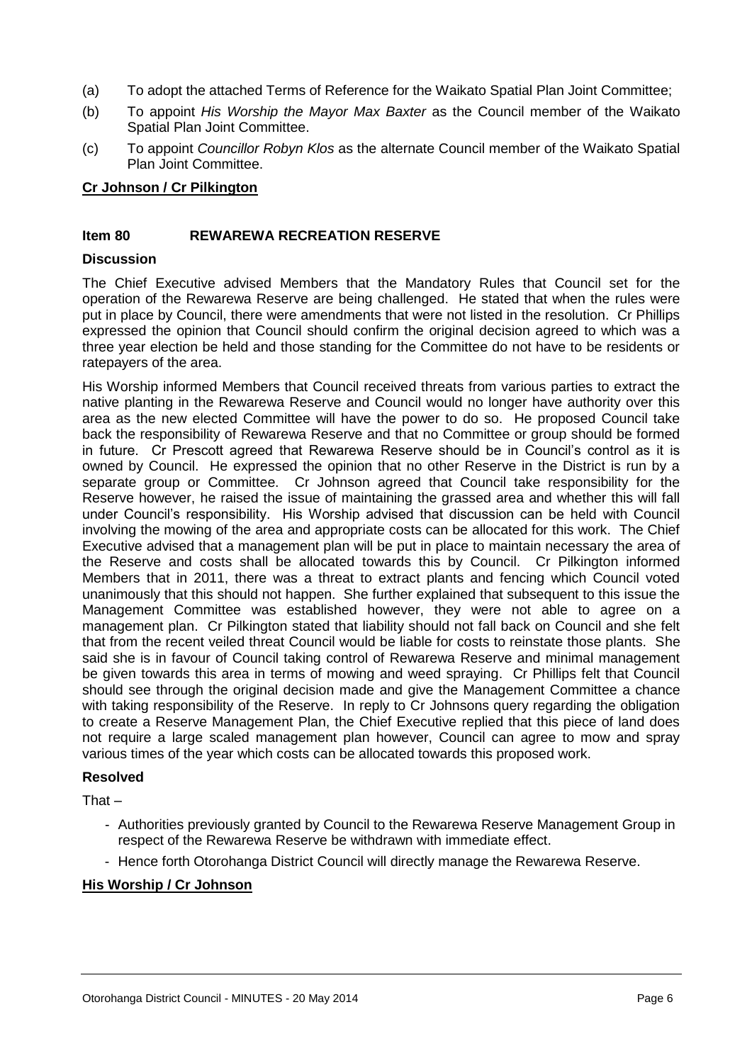(a) To adopt the attached Terms of Reference for the Waikato Spatial Plan Joint Committee;

(b) To appoint *His Worship the Mayor Max Baxter* as the Council member of the Waikato Spatial Plan Joint Committee.

(c) To appoint *Councillor Robyn Klos* as the alternate Council member of the Waikato Spatial Plan Joint Committee.

**Cr Johnson / Cr Pilkington**

### Item 80 REWAREWA RECREATION RESERVE

**Discussion**

The Chief Executive advised Members that the Mandatory Rules that Council set for the operation of the Rewarewa Reserve are being challenged. He stated that when the rules were put in place by Council, there were amendments that were not listed in the resolution. Cr Phillips expressed the opinion that Council should confirm the original decision agreed to which was a three year election be held and those standing for the Committee do not have to be residents or ratepayers of the area.

His Worship informed Members that Council received threats from various parties to extract the native planting in the Rewarewa Reserve and Council would no longer have authority over this area as the new elected Committee will have the power to do so. He proposed Council take back the responsibility of Rewarewa Reserve and that no Committee or group should be formed in future. Cr Prescott agreed that Rewarewa Reserve should be in Council's control as it is owned by Council. He expressed the opinion that no other Reserve in the District is run by a separate group or Committee. Cr Johnson agreed that Council take responsibility for the Reserve however, he raised the issue of maintaining the grassed area and whether this will fall under Council's responsibility. His Worship advised that discussion can be held with Council involving the mowing of the area and appropriate costs can be allocated for this work. The Chief Executive advised that a management plan will be put in place to maintain necessary the area of the Reserve and costs shall be allocated towards this by Council. Cr Pilkington informed Members that in 2011, there was a threat to extract plants and fencing which Council voted unanimously that this should not happen. She further explained that subsequent to this issue the Management Committee was established however, they were not able to agree on a management plan. Cr Pilkington stated that liability should not fall back on Council and she felt that from the recent veiled threat Council would be liable for costs to reinstate those plants. She said she is in favour of Council taking control of Rewarewa Reserve and minimal management be given towards this area in terms of mowing and weed spraying. Cr Phillips felt that Council should see through the original decision made and give the Management Committee a chance with taking responsibility of the Reserve. In reply to Cr Johnsons query regarding the obligation to create a Reserve Management Plan, the Chief Executive replied that this piece of land does not require a large scaled management plan however, Council can agree to mow and spray various times of the year which costs can be allocated towards this proposed work.

**Resolved**

That –

- Authorities previously granted by Council to the Rewarewa Reserve Management Group in respect of the Rewarewa Reserve be withdrawn with immediate effect.
- Hence forth Otorohanga District Council will directly manage the Rewarewa Reserve.

**His Worship / Cr Johnson**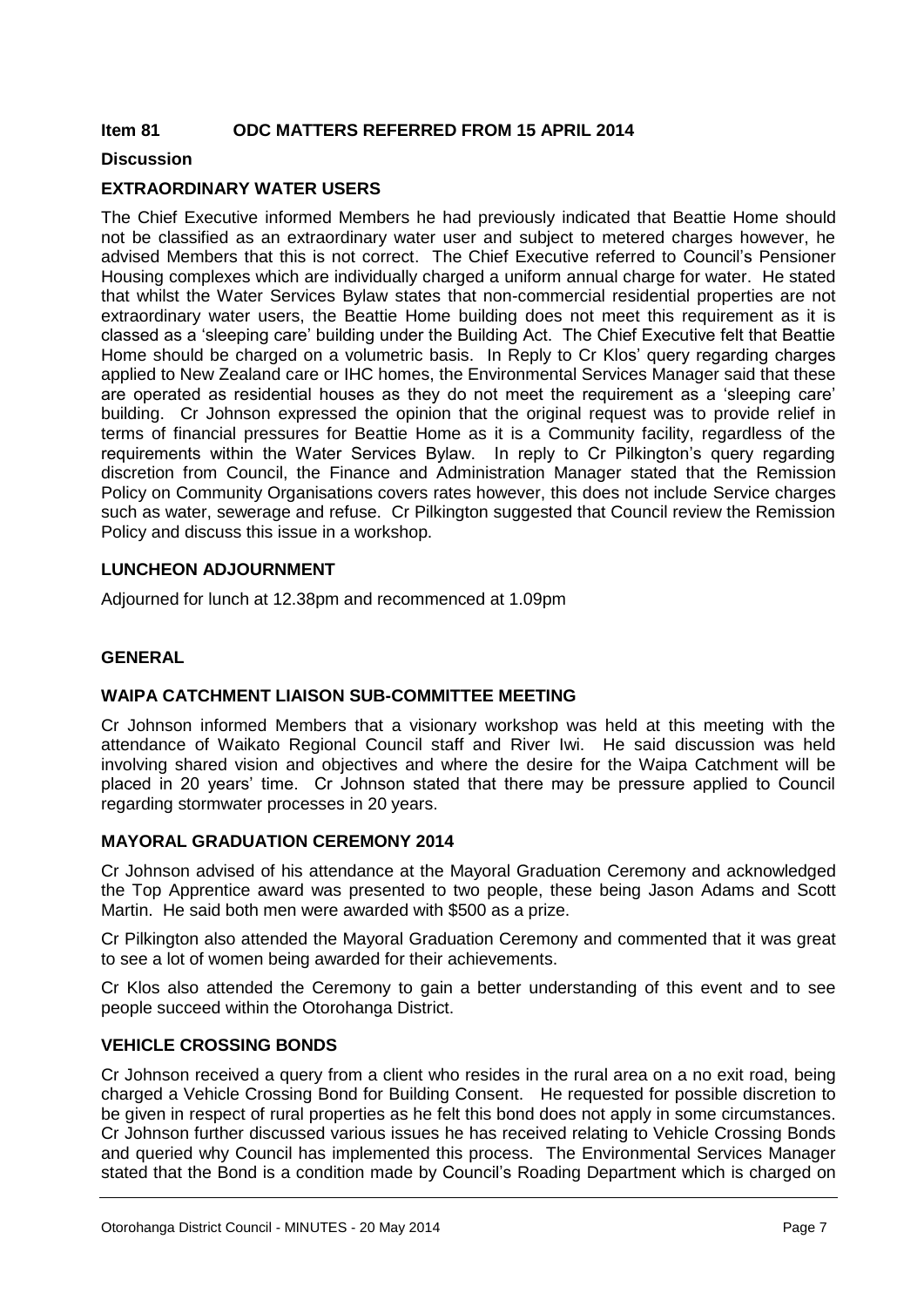## Item 81 ODC MATTERS REFERRED FROM 15 APRIL 2014

**Discussion**

**EXTRAORDINARY WATER USERS**

The Chief Executive informed Members he had previously indicated that Beattie Home should not be classified as an extraordinary water user and subject to metered charges however, he advised Members that this is not correct. The Chief Executive referred to Council's Pensioner Housing complexes which are individually charged a uniform annual charge for water. He stated that whilst the Water Services Bylaw states that non-commercial residential properties are not extraordinary water users, the Beattie Home building does not meet this requirement as it is classed as a 'sleeping care' building under the Building Act. The Chief Executive felt that Beattie Home should be charged on a volumetric basis. In Reply to Cr Klos' query regarding charges applied to New Zealand care or IHC homes, the Environmental Services Manager said that these are operated as residential houses as they do not meet the requirement as a 'sleeping care' building. Cr Johnson expressed the opinion that the original request was to provide relief in terms of financial pressures for Beattie Home as it is a Community facility, regardless of the requirements within the Water Services Bylaw. In reply to Cr Pilkington's query regarding discretion from Council, the Finance and Administration Manager stated that the Remission Policy on Community Organisations covers rates however, this does not include Service charges such as water, sewerage and refuse. Cr Pilkington suggested that Council review the Remission Policy and discuss this issue in a workshop.

**LUNCHEON ADJOURNMENT**

Adjourned for lunch at 12.38pm and recommenced at 1.09pm

**GENERAL**

**WAIPA CATCHMENT LIAISON SUB-COMMITTEE MEETING**

Cr Johnson informed Members that a visionary workshop was held at this meeting with the attendance of Waikato Regional Council staff and River Iwi. He said discussion was held involving shared vision and objectives and where the desire for the Waipa Catchment will be placed in 20 years' time. Cr Johnson stated that there may be pressure applied to Council regarding stormwater processes in 20 years.

**MAYORAL GRADUATION CEREMONY 2014**

Cr Johnson advised of his attendance at the Mayoral Graduation Ceremony and acknowledged the Top Apprentice award was presented to two people, these being Jason Adams and Scott Martin. He said both men were awarded with $500 as a prize.

Cr Pilkington also attended the Mayoral Graduation Ceremony and commented that it was great to see a lot of women being awarded for their achievements.

Cr Klos also attended the Ceremony to gain a better understanding of this event and to see people succeed within the Otorohanga District.

**VEHICLE CROSSING BONDS**

Cr Johnson received a query from a client who resides in the rural area on a no exit road, being charged a Vehicle Crossing Bond for Building Consent. He requested for possible discretion to be given in respect of rural properties as he felt this bond does not apply in some circumstances. Cr Johnson further discussed various issues he has received relating to Vehicle Crossing Bonds and queried why Council has implemented this process. The Environmental Services Manager stated that the Bond is a condition made by Council's Roading Department which is charged on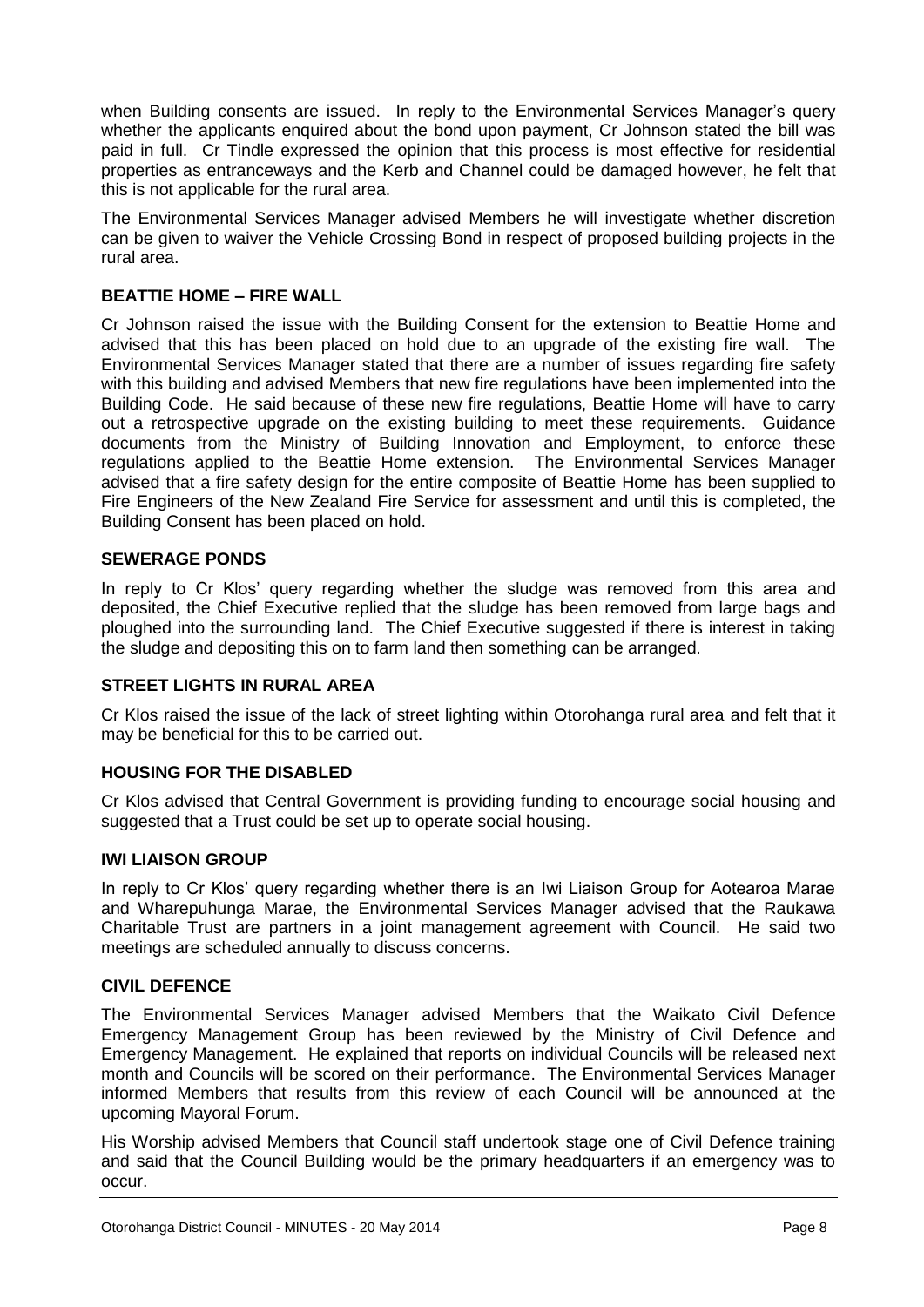when Building consents are issued. In reply to the Environmental Services Manager's query whether the applicants enquired about the bond upon payment, Cr Johnson stated the bill was paid in full. Cr Tindle expressed the opinion that this process is most effective for residential properties as entranceways and the Kerb and Channel could be damaged however, he felt that this is not applicable for the rural area.

The Environmental Services Manager advised Members he will investigate whether discretion can be given to waiver the Vehicle Crossing Bond in respect of proposed building projects in the rural area.

**BEATTIE HOME – FIRE WALL**

Cr Johnson raised the issue with the Building Consent for the extension to Beattie Home and advised that this has been placed on hold due to an upgrade of the existing fire wall. The Environmental Services Manager stated that there are a number of issues regarding fire safety with this building and advised Members that new fire regulations have been implemented into the Building Code. He said because of these new fire regulations, Beattie Home will have to carry out a retrospective upgrade on the existing building to meet these requirements. Guidance documents from the Ministry of Building Innovation and Employment, to enforce these regulations applied to the Beattie Home extension. The Environmental Services Manager advised that a fire safety design for the entire composite of Beattie Home has been supplied to Fire Engineers of the New Zealand Fire Service for assessment and until this is completed, the Building Consent has been placed on hold.

**SEWERAGE PONDS**

In reply to Cr Klos' query regarding whether the sludge was removed from this area and deposited, the Chief Executive replied that the sludge has been removed from large bags and ploughed into the surrounding land. The Chief Executive suggested if there is interest in taking the sludge and depositing this on to farm land then something can be arranged.

**STREET LIGHTS IN RURAL AREA**

Cr Klos raised the issue of the lack of street lighting within Otorohanga rural area and felt that it may be beneficial for this to be carried out.

**HOUSING FOR THE DISABLED**

Cr Klos advised that Central Government is providing funding to encourage social housing and suggested that a Trust could be set up to operate social housing.

**IWI LIAISON GROUP**

In reply to Cr Klos' query regarding whether there is an Iwi Liaison Group for Aotearoa Marae and Wharepuhunga Marae, the Environmental Services Manager advised that the Raukawa Charitable Trust are partners in a joint management agreement with Council. He said two meetings are scheduled annually to discuss concerns.

**CIVIL DEFENCE**

The Environmental Services Manager advised Members that the Waikato Civil Defence Emergency Management Group has been reviewed by the Ministry of Civil Defence and Emergency Management. He explained that reports on individual Councils will be released next month and Councils will be scored on their performance. The Environmental Services Manager informed Members that results from this review of each Council will be announced at the upcoming Mayoral Forum.

His Worship advised Members that Council staff undertook stage one of Civil Defence training and said that the Council Building would be the primary headquarters if an emergency was to occur.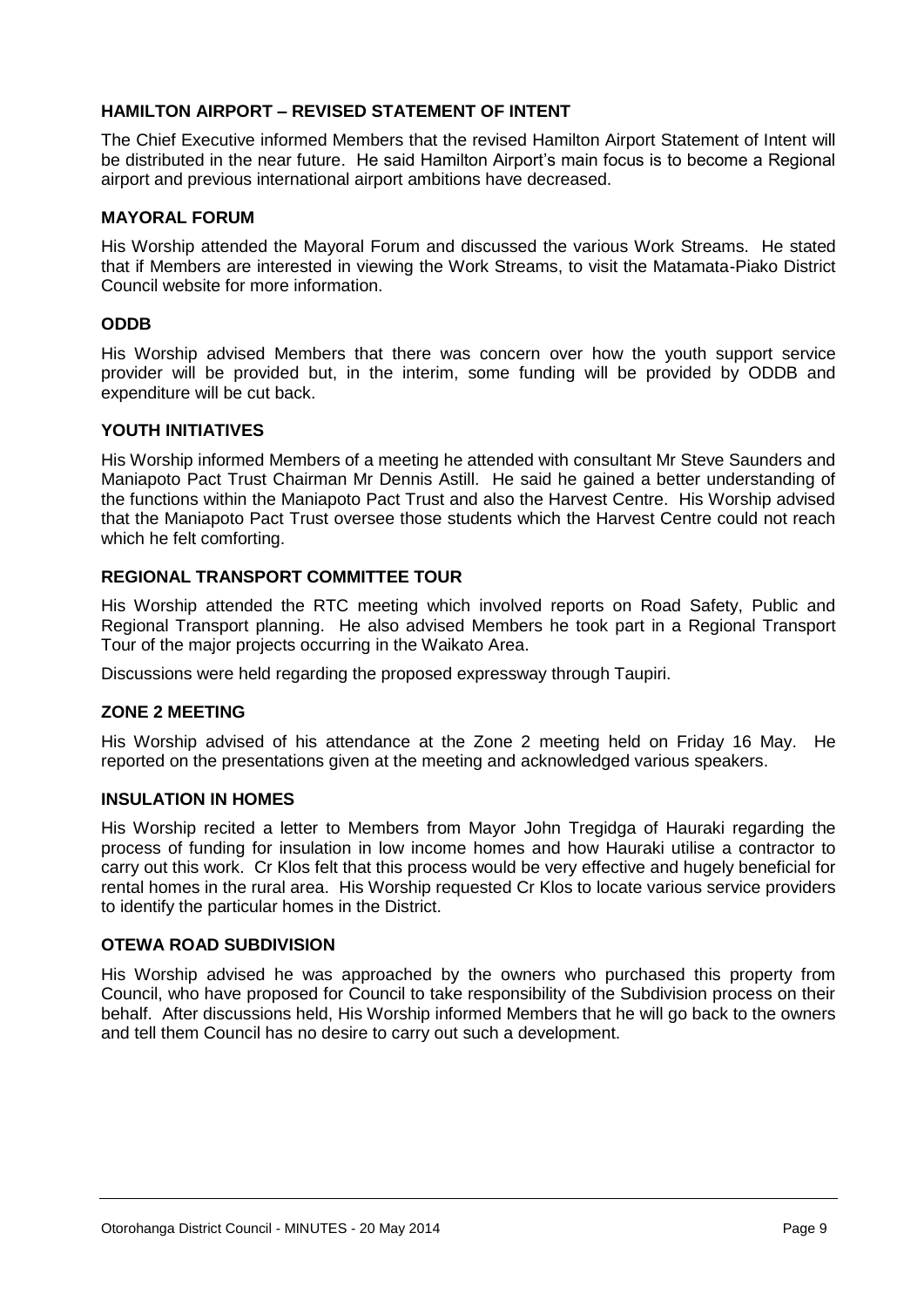### HAMILTON AIRPORT – REVISED STATEMENT OF INTENT

The Chief Executive informed Members that the revised Hamilton Airport Statement of Intent will be distributed in the near future. He said Hamilton Airport's main focus is to become a Regional airport and previous international airport ambitions have decreased.

### MAYORAL FORUM

His Worship attended the Mayoral Forum and discussed the various Work Streams. He stated that if Members are interested in viewing the Work Streams, to visit the Matamata-Piako District Council website for more information.

### ODDB

His Worship advised Members that there was concern over how the youth support service provider will be provided but, in the interim, some funding will be provided by ODDB and expenditure will be cut back.

### YOUTH INITIATIVES

His Worship informed Members of a meeting he attended with consultant Mr Steve Saunders and Maniapoto Pact Trust Chairman Mr Dennis Astill. He said he gained a better understanding of the functions within the Maniapoto Pact Trust and also the Harvest Centre. His Worship advised that the Maniapoto Pact Trust oversee those students which the Harvest Centre could not reach which he felt comforting.

### REGIONAL TRANSPORT COMMITTEE TOUR

His Worship attended the RTC meeting which involved reports on Road Safety, Public and Regional Transport planning. He also advised Members he took part in a Regional Transport Tour of the major projects occurring in the Waikato Area.

Discussions were held regarding the proposed expressway through Taupiri.

### ZONE 2 MEETING

His Worship advised of his attendance at the Zone 2 meeting held on Friday 16 May. He reported on the presentations given at the meeting and acknowledged various speakers.

### INSULATION IN HOMES

His Worship recited a letter to Members from Mayor John Tregidga of Hauraki regarding the process of funding for insulation in low income homes and how Hauraki utilise a contractor to carry out this work. Cr Klos felt that this process would be very effective and hugely beneficial for rental homes in the rural area. His Worship requested Cr Klos to locate various service providers to identify the particular homes in the District.

### OTEWA ROAD SUBDIVISION

His Worship advised he was approached by the owners who purchased this property from Council, who have proposed for Council to take responsibility of the Subdivision process on their behalf. After discussions held, His Worship informed Members that he will go back to the owners and tell them Council has no desire to carry out such a development.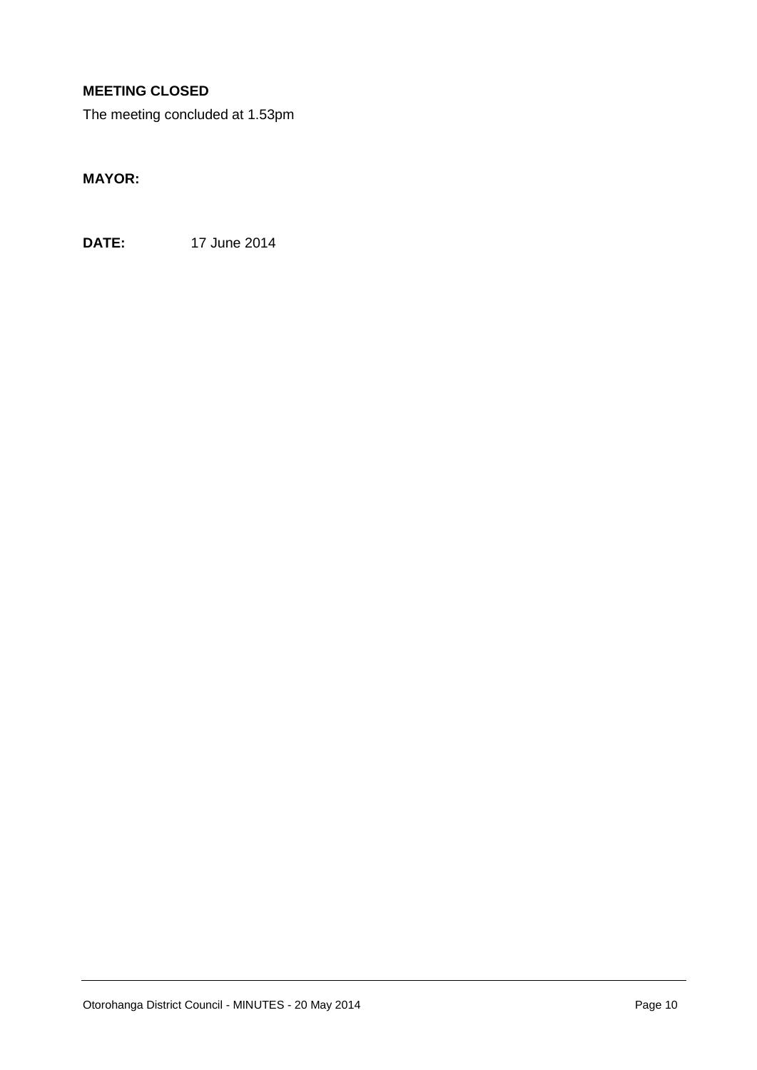**MEETING CLOSED**

The meeting concluded at 1.53pm

**MAYOR:**

**DATE:** 17 June 2014